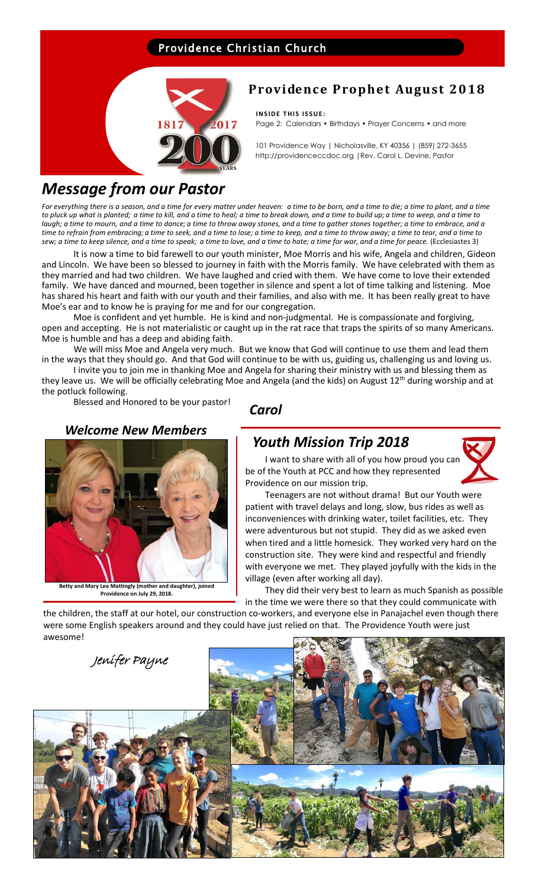Providence Christian Church

# Providence Prophet August 2018

**INSIDE THIS ISSUE:**
Page 2: Calendars • Birthdays • Prayer Concerns • and more

101 Providence Way | Nicholasville, KY 40356 | (859) 272-3655
http://providenceccdoc.org |Rev. Carol L. Devine, Pastor

1817 2017 200 YEARS

## *Message from our Pastor*

*For everything there is a season, and a time for every matter under heaven: a time to be born, and a time to die; a time to plant, and a time to pluck up what is planted; a time to kill, and a time to heal; a time to break down, and a time to build up; a time to weep, and a time to laugh; a time to mourn, and a time to dance; a time to throw away stones, and a time to gather stones together; a time to embrace, and a time to refrain from embracing; a time to seek, and a time to lose; a time to keep, and a time to throw away; a time to tear, and a time to sew; a time to keep silence, and a time to speak; a time to love, and a time to hate; a time for war, and a time for peace.* (Ecclesiastes 3)

It is now a time to bid farewell to our youth minister, Moe Morris and his wife, Angela and children, Gideon and Lincoln. We have been so blessed to journey in faith with the Morris family. We have celebrated with them as they married and had two children. We have laughed and cried with them. We have come to love their extended family. We have danced and mourned, been together in silence and spent a lot of time talking and listening. Moe has shared his heart and faith with our youth and their families, and also with me. It has been really great to have Moe's ear and to know he is praying for me and for our congregation.

Moe is confident and yet humble. He is kind and non-judgmental. He is compassionate and forgiving, open and accepting. He is not materialistic or caught up in the rat race that traps the spirits of so many Americans. Moe is humble and has a deep and abiding faith.

We will miss Moe and Angela very much. But we know that God will continue to use them and lead them in the ways that they should go. And that God will continue to be with us, guiding us, challenging us and loving us.

I invite you to join me in thanking Moe and Angela for sharing their ministry with us and blessing them as they leave us. We will be officially celebrating Moe and Angela (and the kids) on August 12th during worship and at the potluck following.

Blessed and Honored to be your pastor!

***Carol***

## *Welcome New Members*

**Betty and Mary Lee Mattingly (mother and daughter), joined Providence on July 29, 2018.**

## *Youth Mission Trip 2018*

I want to share with all of you how proud you can be of the Youth at PCC and how they represented Providence on our mission trip.

Teenagers are not without drama! But our Youth were patient with travel delays and long, slow, bus rides as well as inconveniences with drinking water, toilet facilities, etc. They were adventurous but not stupid. They did as we asked even when tired and a little homesick. They worked very hard on the construction site. They were kind and respectful and friendly with everyone we met. They played joyfully with the kids in the village (even after working all day).

They did their very best to learn as much Spanish as possible in the time we were there so that they could communicate with the children, the staff at our hotel, our construction co-workers, and everyone else in Panajachel even though there were some English speakers around and they could have just relied on that. The Providence Youth were just awesome!

*Jenifer Payne*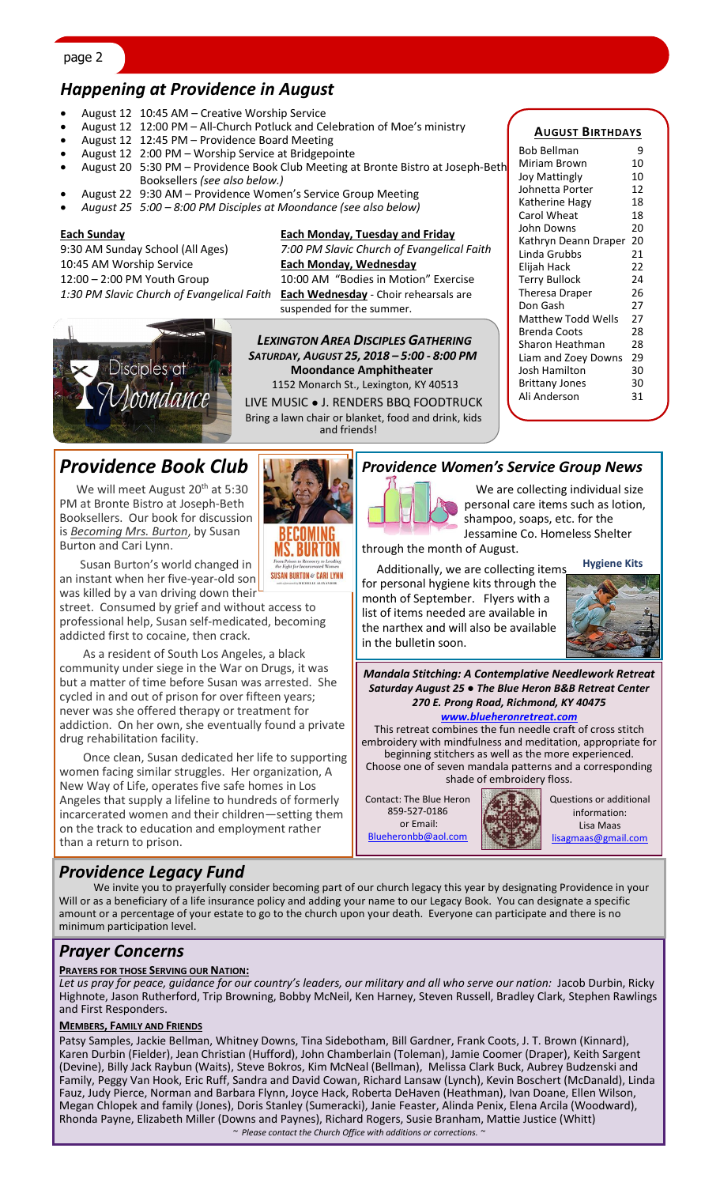## Happening at Providence in August

- August 12 10:45 AM – Creative Worship Service
- August 12 12:00 PM – All-Church Potluck and Celebration of Moe's ministry
- August 12 12:45 PM – Providence Board Meeting
- August 12 2:00 PM – Worship Service at Bridgepointe
- August 20 5:30 PM – Providence Book Club Meeting at Bronte Bistro at Joseph-Beth Booksellers *(see also below.)*
- August 22 9:30 AM – Providence Women's Service Group Meeting
- *August 25 5:00 – 8:00 PM Disciples at Moondance (see also below)*

**Each Sunday**
9:30 AM Sunday School (All Ages)
10:45 AM Worship Service
12:00 – 2:00 PM Youth Group
*1:30 PM Slavic Church of Evangelical Faith*

**Each Monday, Tuesday and Friday**
*7:00 PM Slavic Church of Evangelical Faith*

**Each Monday, Wednesday**
10:00 AM "Bodies in Motion" Exercise

**Each Wednesday** - Choir rehearsals are suspended for the summer.

### August Birthdays

| | |
|---|---|
| Bob Bellman | 9 |
| Miriam Brown | 10 |
| Joy Mattingly | 10 |
| Johnetta Porter | 12 |
| Katherine Hagy | 18 |
| Carol Wheat | 18 |
| John Downs | 20 |
| Kathryn Deann Draper | 20 |
| Linda Grubbs | 21 |
| Elijah Hack | 22 |
| Terry Bullock | 24 |
| Theresa Draper | 26 |
| Don Gash | 27 |
| Matthew Todd Wells | 27 |
| Brenda Coots | 28 |
| Sharon Heathman | 28 |
| Liam and Zoey Downs | 29 |
| Josh Hamilton | 30 |
| Brittany Jones | 30 |
| Ali Anderson | 31 |

Disciples at Moondance

***Lexington Area Disciples Gathering***
***Saturday, August 25, 2018 – 5:00 - 8:00 PM***
**Moondance Amphitheater**
1152 Monarch St., Lexington, KY 40513
LIVE MUSIC ● J. RENDERS BBQ FOODTRUCK
Bring a lawn chair or blanket, food and drink, kids and friends!

## Providence Book Club

We will meet August 20th at 5:30 PM at Bronte Bistro at Joseph-Beth Booksellers. Our book for discussion is *Becoming Mrs. Burton*, by Susan Burton and Cari Lynn.

Susan Burton's world changed in an instant when her five-year-old son was killed by a van driving down their street. Consumed by grief and without access to professional help, Susan self-medicated, becoming addicted first to cocaine, then crack.

As a resident of South Los Angeles, a black community under siege in the War on Drugs, it was but a matter of time before Susan was arrested. She cycled in and out of prison for over fifteen years; never was she offered therapy or treatment for addiction. On her own, she eventually found a private drug rehabilitation facility.

Once clean, Susan dedicated her life to supporting women facing similar struggles. Her organization, A New Way of Life, operates five safe homes in Los Angeles that supply a lifeline to hundreds of formerly incarcerated women and their children—setting them on the track to education and employment rather than a return to prison.

## Providence Women's Service Group News

We are collecting individual size personal care items such as lotion, shampoo, soaps, etc. for the Jessamine Co. Homeless Shelter through the month of August.

**Hygiene Kits**

Additionally, we are collecting items for personal hygiene kits through the month of September. Flyers with a list of items needed are available in the narthex and will also be available in the bulletin soon.

***Mandala Stitching: A Contemplative Needlework Retreat***
***Saturday August 25 ● The Blue Heron B&B Retreat Center***
***270 E. Prong Road, Richmond, KY 40475***
***www.blueheronretreat.com***

This retreat combines the fun needle craft of cross stitch embroidery with mindfulness and meditation, appropriate for beginning stitchers as well as the more experienced. Choose one of seven mandala patterns and a corresponding shade of embroidery floss.

Contact: The Blue Heron 859-527-0186 or Email: Blueheronbb@aol.com

Questions or additional information: Lisa Maas lisagmaas@gmail.com

## Providence Legacy Fund

We invite you to prayerfully consider becoming part of our church legacy this year by designating Providence in your Will or as a beneficiary of a life insurance policy and adding your name to our Legacy Book. You can designate a specific amount or a percentage of your estate to go to the church upon your death. Everyone can participate and there is no minimum participation level.

## Prayer Concerns

**Prayers for those Serving our Nation:**

*Let us pray for peace, guidance for our country's leaders, our military and all who serve our nation:* Jacob Durbin, Ricky Highnote, Jason Rutherford, Trip Browning, Bobby McNeil, Ken Harney, Steven Russell, Bradley Clark, Stephen Rawlings and First Responders.

**Members, Family and Friends**

Patsy Samples, Jackie Bellman, Whitney Downs, Tina Sidebotham, Bill Gardner, Frank Coots, J. T. Brown (Kinnard), Karen Durbin (Fielder), Jean Christian (Hufford), John Chamberlain (Toleman), Jamie Coomer (Draper), Keith Sargent (Devine), Billy Jack Raybun (Waits), Steve Bokros, Kim McNeal (Bellman), Melissa Clark Buck, Aubrey Budzenski and Family, Peggy Van Hook, Eric Ruff, Sandra and David Cowan, Richard Lansaw (Lynch), Kevin Boschert (McDonald), Linda Fauz, Judy Pierce, Norman and Barbara Flynn, Joyce Hack, Roberta DeHaven (Heathman), Ivan Doane, Ellen Wilson, Megan Chlopek and family (Jones), Doris Stanley (Sumeracki), Janie Feaster, Alinda Penix, Elena Arcila (Woodward), Rhonda Payne, Elizabeth Miller (Downs and Paynes), Richard Rogers, Susie Branham, Mattie Justice (Whitt)

*~ Please contact the Church Office with additions or corrections. ~*